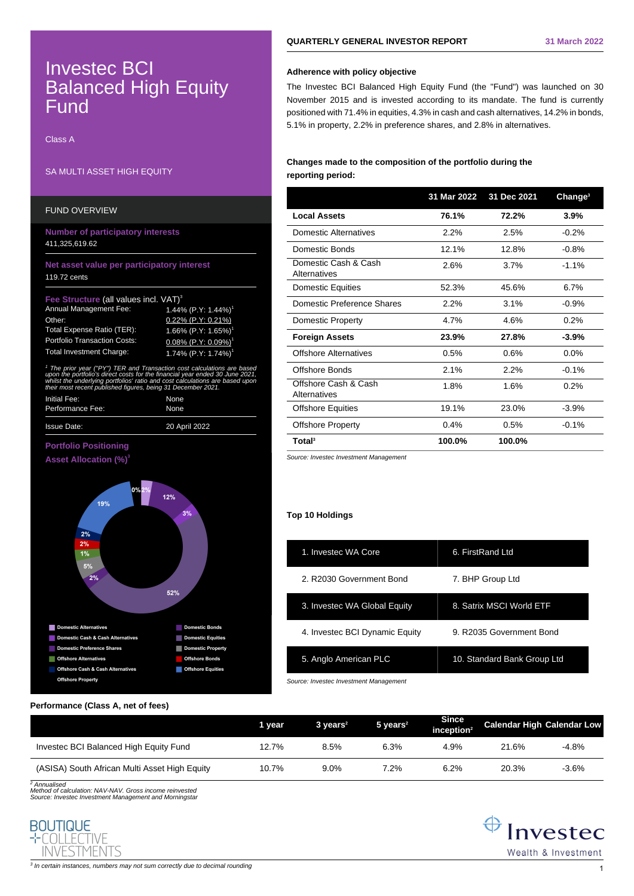# Investec BCI Balanced High Equity Fund

Class A

SA MULTI ASSET HIGH EQUITY

**QUARTERLY GENERAL INVESTOR REPORT** — 31 March 2022

## FUND OVERVIEW

**Number of participatory interests**
411,325,619.62

**Net asset value per participatory interest**
119.72 cents

**Fee Structure** (all values incl. VAT)[3]

| | |
|---|---|
| Annual Management Fee: | 1.44% (P.Y: 1.44%)[1] |
| Other: | 0.22% (P.Y: 0.21%) |
| Total Expense Ratio (TER): | 1.66% (P.Y: 1.65%)[1] |
| Portfolio Transaction Costs: | 0.08% (P.Y: 0.09%)[1] |
| Total Investment Charge: | 1.74% (P.Y: 1.74%)[1] |

*[1] The prior year ("PY") TER and Transaction cost calculations are based upon the portfolio's direct costs for the financial year ended 30 June 2021, whilst the underlying portfolios' ratio and cost calculations are based upon their most recent published figures, being 31 December 2021.*

| | |
|---|---|
| Initial Fee: | None |
| Performance Fee: | None |
| Issue Date: | 20 April 2022 |

**Portfolio Positioning**

**Asset Allocation (%)**[3]

| Asset class | % |
|---|---|
| Domestic Alternatives | 2% |
| Domestic Bonds | 12% |
| Domestic Cash & Cash Alternatives | 3% |
| Domestic Equities | 52% |
| Domestic Preference Shares | 2% |
| Domestic Property | 5% |
| Offshore Alternatives | 1% |
| Offshore Bonds | 2% |
| Offshore Cash & Cash Alternatives | 2% |
| Offshore Equities | 19% |
| Offshore Property | 0% |

### Adherence with policy objective

The Investec BCI Balanced High Equity Fund (the "Fund") was launched on 30 November 2015 and is invested according to its mandate. The fund is currently positioned with 71.4% in equities, 4.3% in cash and cash alternatives, 14.2% in bonds, 5.1% in property, 2.2% in preference shares, and 2.8% in alternatives.

### Changes made to the composition of the portfolio during the reporting period:

| | 31 Mar 2022 | 31 Dec 2021 | Change[3] |
|---|---|---|---|
| **Local Assets** | **76.1%** | **72.2%** | **3.9%** |
| Domestic Alternatives | 2.2% | 2.5% | -0.2% |
| Domestic Bonds | 12.1% | 12.8% | -0.8% |
| Domestic Cash & Cash Alternatives | 2.6% | 3.7% | -1.1% |
| Domestic Equities | 52.3% | 45.6% | 6.7% |
| Domestic Preference Shares | 2.2% | 3.1% | -0.9% |
| Domestic Property | 4.7% | 4.6% | 0.2% |
| **Foreign Assets** | **23.9%** | **27.8%** | **-3.9%** |
| Offshore Alternatives | 0.5% | 0.6% | 0.0% |
| Offshore Bonds | 2.1% | 2.2% | -0.1% |
| Offshore Cash & Cash Alternatives | 1.8% | 1.6% | 0.2% |
| Offshore Equities | 19.1% | 23.0% | -3.9% |
| Offshore Property | 0.4% | 0.5% | -0.1% |
| **Total**[3] | **100.0%** | **100.0%** | |

*Source: Investec Investment Management*

### Top 10 Holdings

| | |
|---|---|
| 1. Investec WA Core | 6. FirstRand Ltd |
| 2. R2030 Government Bond | 7. BHP Group Ltd |
| 3. Investec WA Global Equity | 8. Satrix MSCI World ETF |
| 4. Investec BCI Dynamic Equity | 9. R2035 Government Bond |
| 5. Anglo American PLC | 10. Standard Bank Group Ltd |

*Source: Investec Investment Management*

### Performance (Class A, net of fees)

| | 1 year | 3 years[2] | 5 years[2] | Since inception[2] | Calendar High | Calendar Low |
|---|---|---|---|---|---|---|
| Investec BCI Balanced High Equity Fund | 12.7% | 8.5% | 6.3% | 4.9% | 21.6% | -4.8% |
| (ASISA) South African Multi Asset High Equity | 10.7% | 9.0% | 7.2% | 6.2% | 20.3% | -3.6% |

*[2] Annualised*
*Method of calculation: NAV-NAV. Gross income reinvested*
*Source: Investec Investment Management and Morningstar*

*[3] In certain instances, numbers may not sum correctly due to decimal rounding*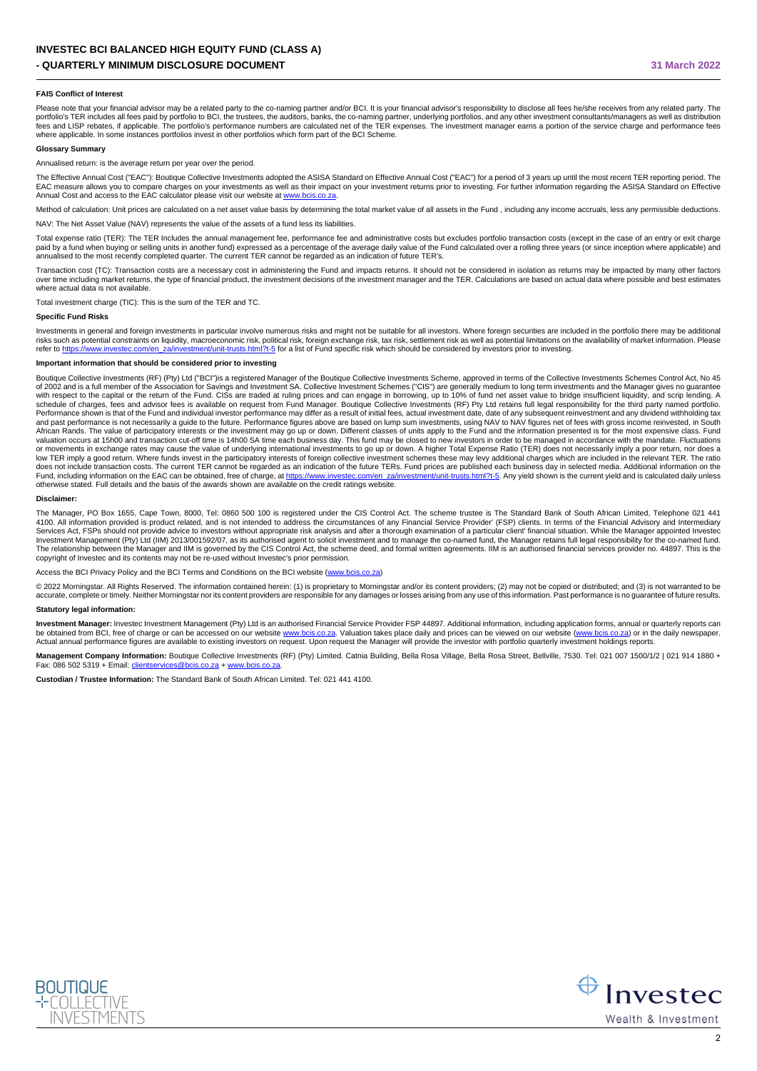## FAIS Conflict of Interest

Please note that your financial advisor may be a related party to the co-naming partner and/or BCI. It is your financial advisor's responsibility to disclose all fees he/she receives from any related party. The portfolio's TER includes all fees paid by portfolio to BCI, the trustees, the auditors, banks, the co-naming partner, underlying portfolios, and any other investment consultants/managers as well as distribution fees and LISP rebates, if applicable. The portfolio's performance numbers are calculated net of the TER expenses. The investment manager earns a portion of the service charge and performance fees where applicable. In some instances portfolios invest in other portfolios which form part of the BCI Scheme.

## Glossary Summary

Annualised return: is the average return per year over the period.

The Effective Annual Cost ("EAC"): Boutique Collective Investments adopted the ASISA Standard on Effective Annual Cost ("EAC") for a period of 3 years up until the most recent TER reporting period. The EAC measure allows you to compare charges on your investments as well as their impact on your investment returns prior to investing. For further information regarding the ASISA Standard on Effective Annual Cost and access to the EAC calculator please visit our website at www.bcis.co.za.

Method of calculation: Unit prices are calculated on a net asset value basis by determining the total market value of all assets in the Fund , including any income accruals, less any permissible deductions.

NAV: The Net Asset Value (NAV) represents the value of the assets of a fund less its liabilities.

Total expense ratio (TER): The TER Includes the annual management fee, performance fee and administrative costs but excludes portfolio transaction costs (except in the case of an entry or exit charge paid by a fund when buying or selling units in another fund) expressed as a percentage of the average daily value of the Fund calculated over a rolling three years (or since inception where applicable) and annualised to the most recently completed quarter. The current TER cannot be regarded as an indication of future TER's.

Transaction cost (TC): Transaction costs are a necessary cost in administering the Fund and impacts returns. It should not be considered in isolation as returns may be impacted by many other factors over time including market returns, the type of financial product, the investment decisions of the investment manager and the TER. Calculations are based on actual data where possible and best estimates where actual data is not available.

Total investment charge (TIC): This is the sum of the TER and TC.

## Specific Fund Risks

Investments in general and foreign investments in particular involve numerous risks and might not be suitable for all investors. Where foreign securities are included in the portfolio there may be additional risks such as potential constraints on liquidity, macroeconomic risk, political risk, foreign exchange risk, tax risk, settlement risk as well as potential limitations on the availability of market information. Please refer to https://www.investec.com/en_za/investment/unit-trusts.html?t-5 for a list of Fund specific risk which should be considered by investors prior to investing.

## Important information that should be considered prior to investing

Boutique Collective Investments (RF) (Pty) Ltd ("BCI")is a registered Manager of the Boutique Collective Investments Scheme, approved in terms of the Collective Investments Schemes Control Act, No 45 of 2002 and is a full member of the Association for Savings and Investment SA. Collective Investment Schemes ("CIS") are generally medium to long term investments and the Manager gives no guarantee with respect to the capital or the return of the Fund. CISs are traded at ruling prices and can engage in borrowing, up to 10% of fund net asset value to bridge insufficient liquidity, and scrip lending. A schedule of charges, fees and advisor fees is available on request from Fund Manager. Boutique Collective Investments (RF) Pty Ltd retains full legal responsibility for the third party named portfolio. Performance shown is that of the Fund and individual investor performance may differ as a result of initial fees, actual investment date, date of any subsequent reinvestment and any dividend withholding tax and past performance is not necessarily a guide to the future. Performance figures above are based on lump sum investments, using NAV to NAV figures net of fees with gross income reinvested, in South African Rands. The value of participatory interests or the investment may go up or down. Different classes of units apply to the Fund and the information presented is for the most expensive class. Fund valuation occurs at 15h00 and transaction cut-off time is 14h00 SA time each business day. This fund may be closed to new investors in order to be managed in accordance with the mandate. Fluctuations or movements in exchange rates may cause the value of underlying international investments to go up or down. A higher Total Expense Ratio (TER) does not necessarily imply a poor return, nor does a low TER imply a good return. Where funds invest in the participatory interests of foreign collective investment schemes these may levy additional charges which are included in the relevant TER. The ratio does not include transaction costs. The current TER cannot be regarded as an indication of the future TERs. Fund prices are published each business day in selected media. Additional information on the Fund, including information on the EAC can be obtained, free of charge, at https://www.investec.com/en_za/investment/unit-trusts.html?t-5. Any yield shown is the current yield and is calculated daily unless otherwise stated. Full details and the basis of the awards shown are available on the credit ratings website.

## Disclaimer:

The Manager, PO Box 1655, Cape Town, 8000, Tel: 0860 500 100 is registered under the CIS Control Act. The scheme trustee is The Standard Bank of South African Limited, Telephone 021 441 4100. All information provided is product related, and is not intended to address the circumstances of any Financial Service Provider' (FSP) clients. In terms of the Financial Advisory and Intermediary Services Act, FSPs should not provide advice to investors without appropriate risk analysis and after a thorough examination of a particular client' financial situation. While the Manager appointed Investec Investment Management (Pty) Ltd (IIM) 2013/001592/07, as its authorised agent to solicit investment and to manage the co-named fund, the Manager retains full legal responsibility for the co-named fund. The relationship between the Manager and IIM is governed by the CIS Control Act, the scheme deed, and formal written agreements. IIM is an authorised financial services provider no. 44897. This is the copyright of Investec and its contents may not be re-used without Investec's prior permission.

Access the BCI Privacy Policy and the BCI Terms and Conditions on the BCI website (www.bcis.co.za)

© 2022 Morningstar. All Rights Reserved. The information contained herein: (1) is proprietary to Morningstar and/or its content providers; (2) may not be copied or distributed; and (3) is not warranted to be accurate, complete or timely. Neither Morningstar nor its content providers are responsible for any damages or losses arising from any use of this information. Past performance is no guarantee of future results.

## Statutory legal information:

**Investment Manager:** Investec Investment Management (Pty) Ltd is an authorised Financial Service Provider FSP 44897. Additional information, including application forms, annual or quarterly reports can be obtained from BCI, free of charge or can be accessed on our website www.bcis.co.za. Valuation takes place daily and prices can be viewed on our website (www.bcis.co.za) or in the daily newspaper. Actual annual performance figures are available to existing investors on request. Upon request the Manager will provide the investor with portfolio quarterly investment holdings reports.

**Management Company Information:** Boutique Collective Investments (RF) (Pty) Limited. Catnia Building, Bella Rosa Village, Bella Rosa Street, Bellville, 7530. Tel: 021 007 1500/1/2 | 021 914 1880 + Fax: 086 502 5319 + Email: clientservices@bcis.co.za + www.bcis.co.za.

**Custodian / Trustee Information:** The Standard Bank of South African Limited. Tel: 021 441 4100.